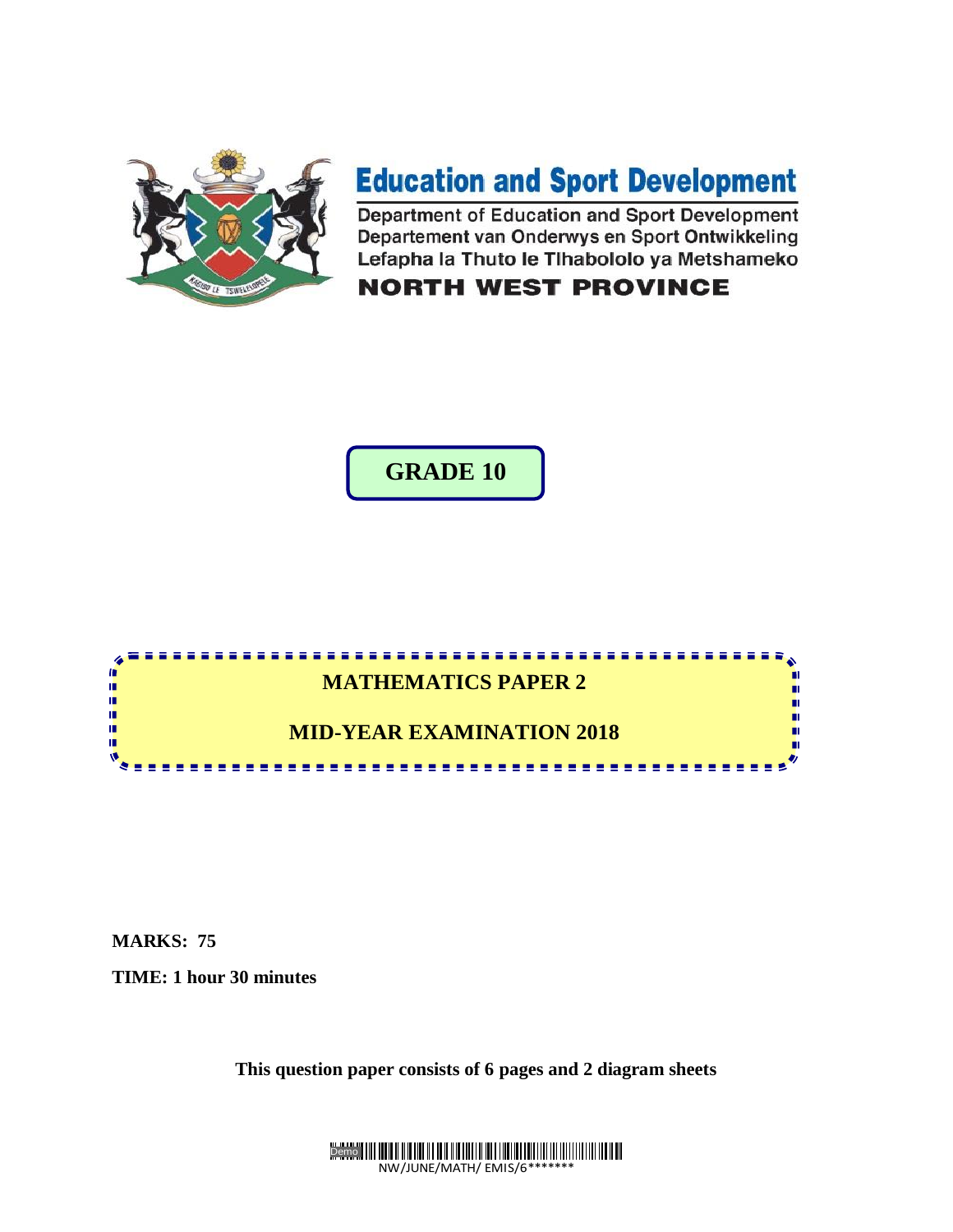# Education and Sport Development

Department of Education and Sport Development
Departement van Onderwys en Sport Ontwikkeling
Lefapha la Thuto le Tlhabololo ya Metshameko

**NORTH WEST PROVINCE**

# GRADE 10

## MATHEMATICS PAPER 2

## MID-YEAR EXAMINATION 2018

**MARKS: 75**

**TIME: 1 hour 30 minutes**

**This question paper consists of 6 pages and 2 diagram sheets**

NW/JUNE/MATH/ EMIS/6*******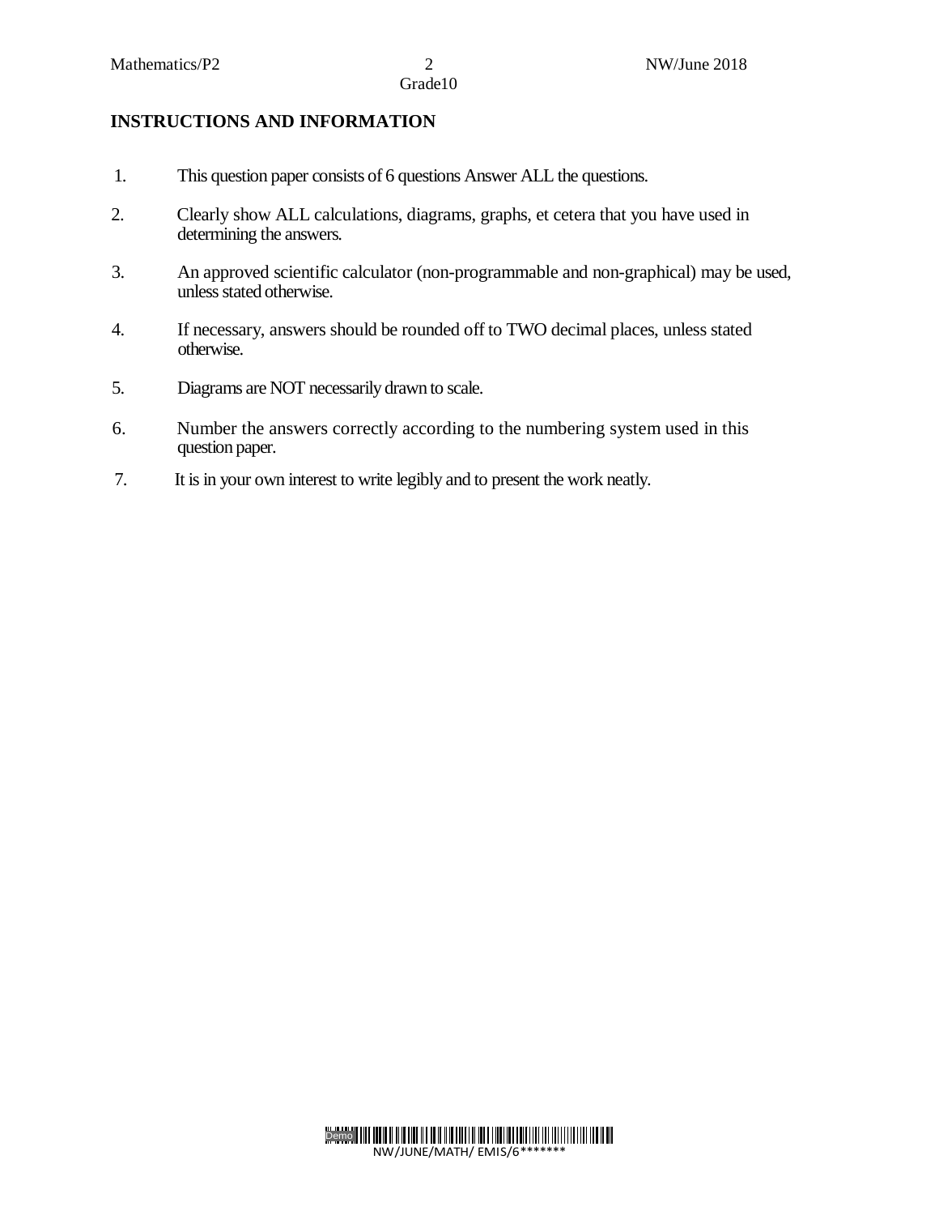## INSTRUCTIONS AND INFORMATION

1. This question paper consists of 6 questions Answer ALL the questions.
2. Clearly show ALL calculations, diagrams, graphs, et cetera that you have used in determining the answers.
3. An approved scientific calculator (non-programmable and non-graphical) may be used, unless stated otherwise.
4. If necessary, answers should be rounded off to TWO decimal places, unless stated otherwise.
5. Diagrams are NOT necessarily drawn to scale.
6. Number the answers correctly according to the numbering system used in this question paper.
7. It is in your own interest to write legibly and to present the work neatly.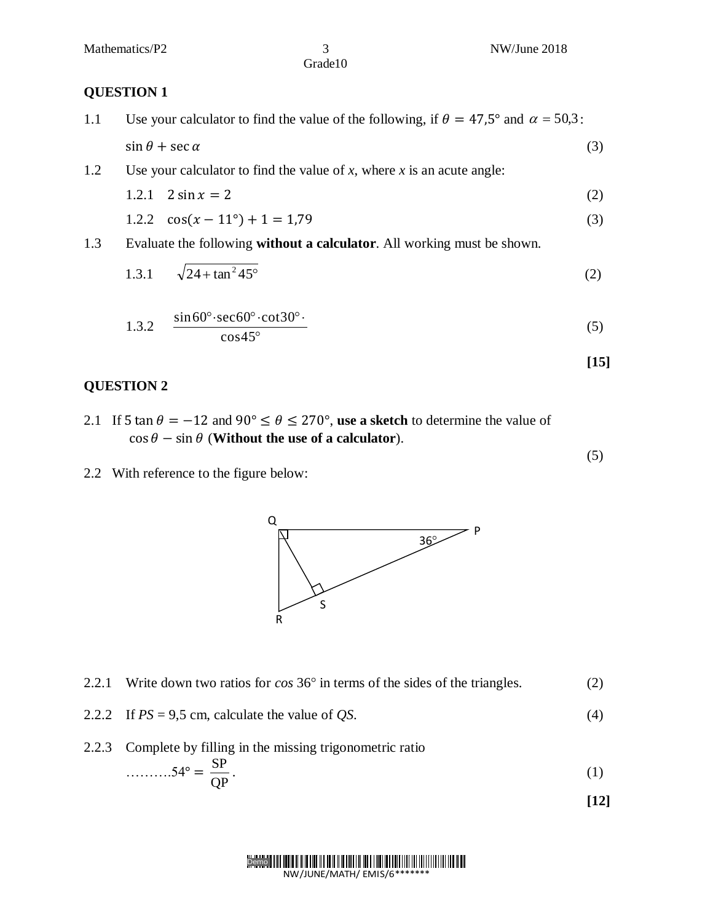## QUESTION 1

1.1 Use your calculator to find the value of the following, if $\theta = 47{,}5°$ and $\alpha = 50{,}3$:

$\sin\theta + \sec\alpha$ (3)

1.2 Use your calculator to find the value of *x*, where *x* is an acute angle:

1.2.1 $2\sin x = 2$ (2)

1.2.2 $\cos(x - 11°) + 1 = 1{,}79$ (3)

1.3 Evaluate the following **without a calculator**. All working must be shown.

1.3.1 $\sqrt{24 + \tan^2 45°}$ (2)

1.3.2 $\dfrac{\sin 60° \cdot \sec 60° \cdot \cot 30° \cdot}{\cos 45°}$ (5)

**[15]**

## QUESTION 2

2.1 If $5\tan\theta = -12$ and $90° \leq \theta \leq 270°$, **use a sketch** to determine the value of $\cos\theta - \sin\theta$ (**Without the use of a calculator**). (5)

2.2 With reference to the figure below:

2.2.1 Write down two ratios for *cos* 36° in terms of the sides of the triangles. (2)

2.2.2 If *PS* = 9,5 cm, calculate the value of *QS*. (4)

2.2.3 Complete by filling in the missing trigonometric ratio

……….$54° = \dfrac{SP}{QP}$. (1)

**[12]**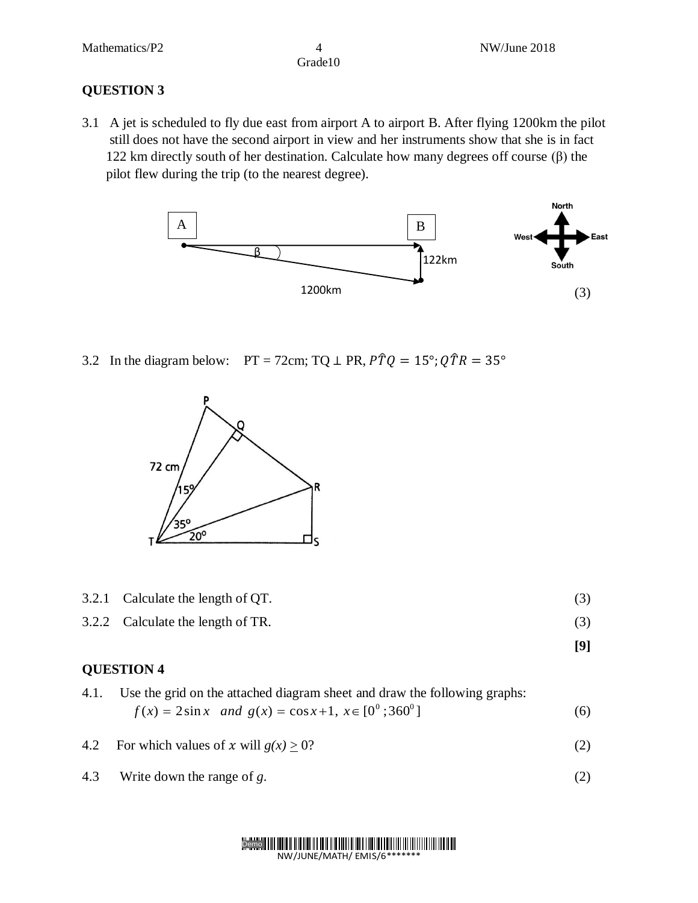## QUESTION 3

3.1 A jet is scheduled to fly due east from airport A to airport B. After flying 1200km the pilot still does not have the second airport in view and her instruments show that she is in fact 122 km directly south of her destination. Calculate how many degrees off course (β) the pilot flew during the trip (to the nearest degree). (3)

3.2 In the diagram below: PT = 72cm; TQ ⊥ PR, $P\hat{T}Q = 15°; Q\hat{T}R = 35°$

3.2.1 Calculate the length of QT. (3)

3.2.2 Calculate the length of TR. (3)

**[9]**

## QUESTION 4

4.1. Use the grid on the attached diagram sheet and draw the following graphs:

$f(x) = 2\sin x \quad and \quad g(x) = \cos x + 1,\ x \in [0^0 ; 360^0]$ (6)

4.2 For which values of $x$ will $g(x) \geq 0$? (2)

4.3 Write down the range of $g$. (2)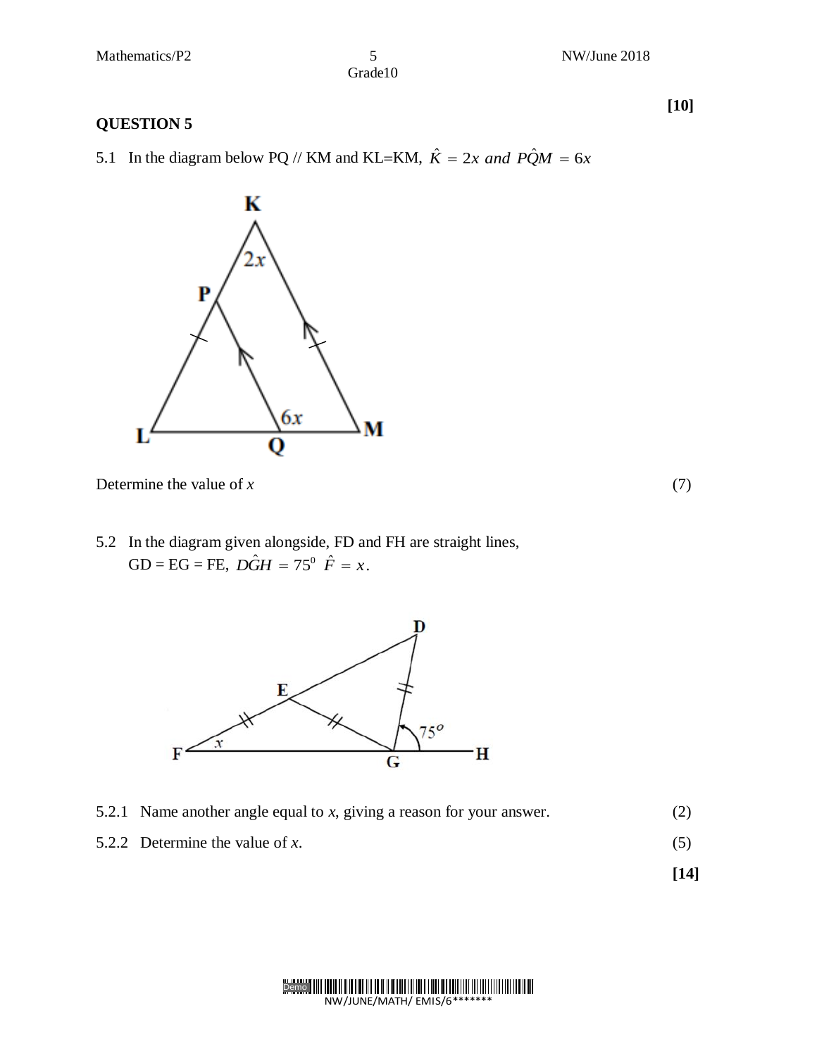**[10]**

## QUESTION 5

5.1 In the diagram below PQ // KM and KL=KM, $\hat{K} = 2x$ *and* $P\hat{Q}M = 6x$

Determine the value of $x$ (7)

5.2 In the diagram given alongside, FD and FH are straight lines, GD = EG = FE, $D\hat{G}H = 75^0$ $\hat{F} = x$.

5.2.1 Name another angle equal to $x$, giving a reason for your answer. (2)

5.2.2 Determine the value of $x$. (5)

**[14]**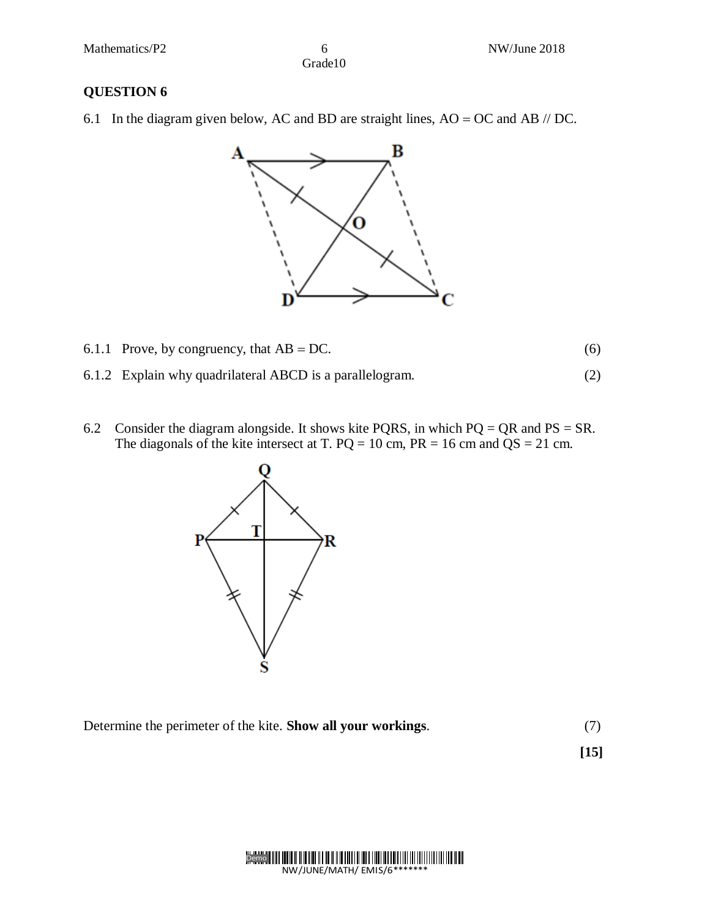## QUESTION 6

6.1 In the diagram given below, AC and BD are straight lines, AO = OC and AB // DC.

6.1.1 Prove, by congruency, that AB = DC. (6)

6.1.2 Explain why quadrilateral ABCD is a parallelogram. (2)

6.2 Consider the diagram alongside. It shows kite PQRS, in which PQ = QR and PS = SR. The diagonals of the kite intersect at T. PQ = 10 cm, PR = 16 cm and QS = 21 cm.

Determine the perimeter of the kite. **Show all your workings**. (7)

**[15]**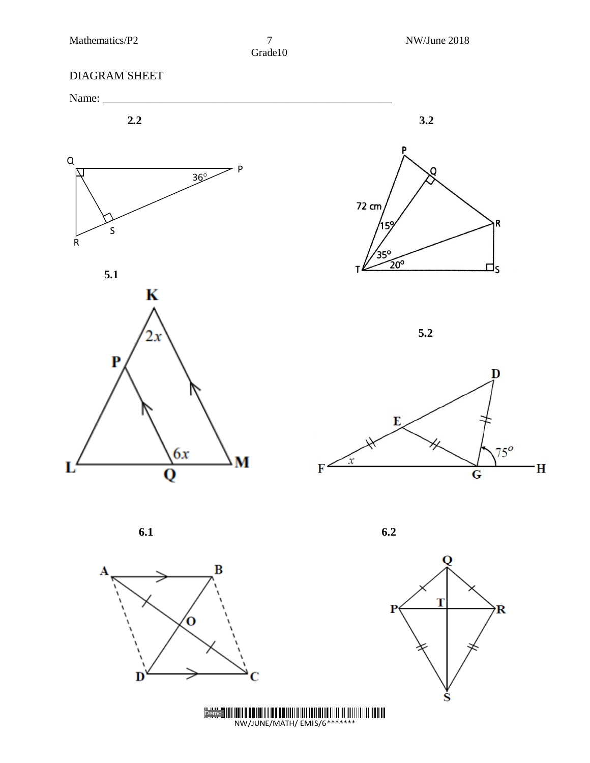DIAGRAM SHEET

Name: ____________________________________________________

**2.2**

Q, P, $36°$, S, R

**3.2**

P, Q, R, S, T, 72 cm, $15°$, $35°$, $20°$

**5.1**

K, $2x$, P, L, Q, $6x$, M

**5.2**

D, E, F, $x$, G, $75°$, H

**6.1**

A, B, O, D, C

**6.2**

Q, P, T, R, S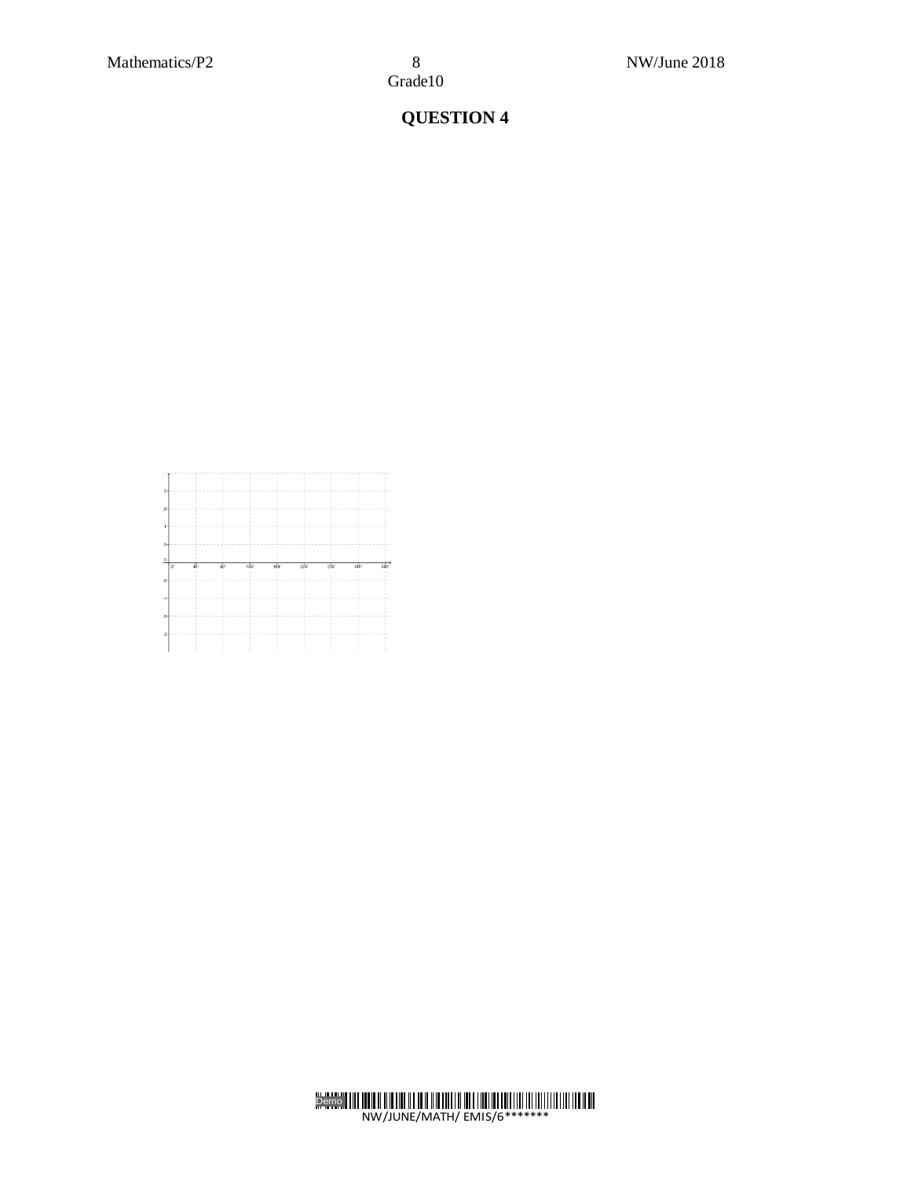# QUESTION 4

2
1.5
1
0.5
0
0°
45°
90°
135°
180°
225°
270°
315°
360°
-0.5
-1
-1.5
-2